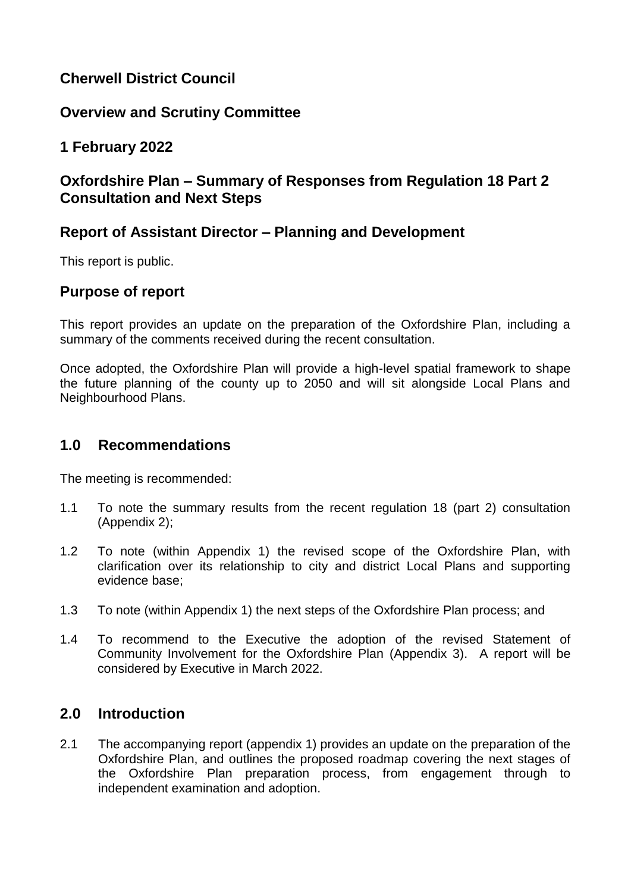## Cherwell District Council

## Overview and Scrutiny Committee

## 1 February 2022

## Oxfordshire Plan – Summary of Responses from Regulation 18 Part 2 Consultation and Next Steps

## Report of Assistant Director – Planning and Development

This report is public.

## Purpose of report

This report provides an update on the preparation of the Oxfordshire Plan, including a summary of the comments received during the recent consultation.

Once adopted, the Oxfordshire Plan will provide a high-level spatial framework to shape the future planning of the county up to 2050 and will sit alongside Local Plans and Neighbourhood Plans.

## 1.0 Recommendations

The meeting is recommended:

1.1 To note the summary results from the recent regulation 18 (part 2) consultation (Appendix 2);

1.2 To note (within Appendix 1) the revised scope of the Oxfordshire Plan, with clarification over its relationship to city and district Local Plans and supporting evidence base;

1.3 To note (within Appendix 1) the next steps of the Oxfordshire Plan process; and

1.4 To recommend to the Executive the adoption of the revised Statement of Community Involvement for the Oxfordshire Plan (Appendix 3). A report will be considered by Executive in March 2022.

## 2.0 Introduction

2.1 The accompanying report (appendix 1) provides an update on the preparation of the Oxfordshire Plan, and outlines the proposed roadmap covering the next stages of the Oxfordshire Plan preparation process, from engagement through to independent examination and adoption.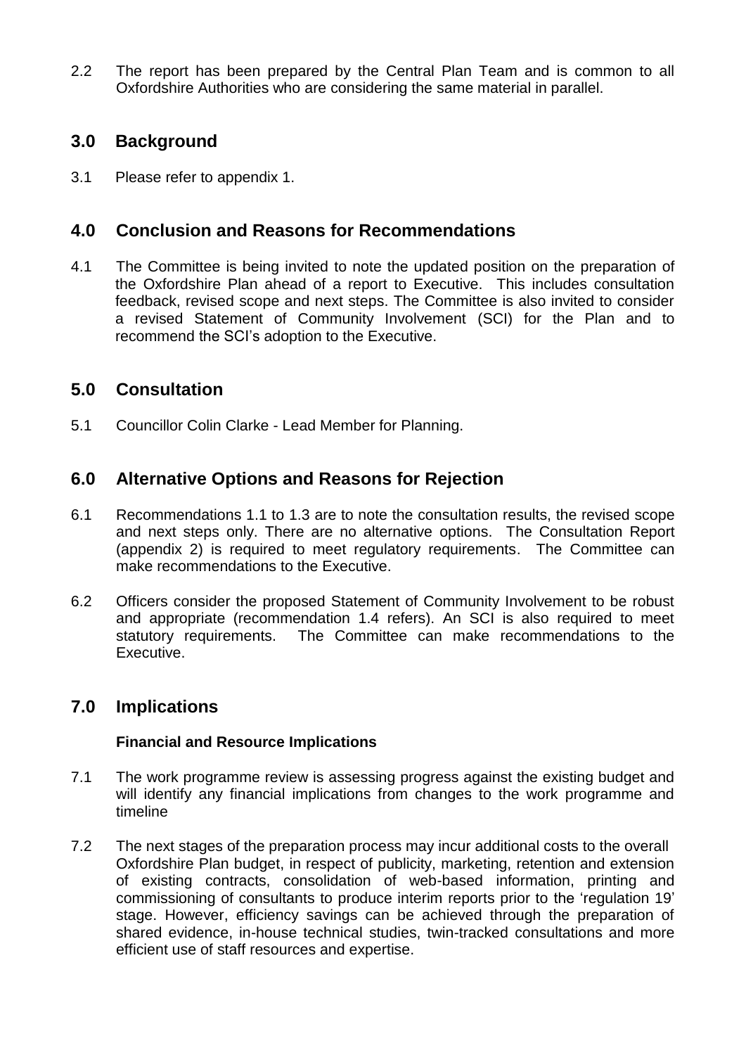2.2 The report has been prepared by the Central Plan Team and is common to all Oxfordshire Authorities who are considering the same material in parallel.

## 3.0 Background

3.1 Please refer to appendix 1.

## 4.0 Conclusion and Reasons for Recommendations

4.1 The Committee is being invited to note the updated position on the preparation of the Oxfordshire Plan ahead of a report to Executive. This includes consultation feedback, revised scope and next steps. The Committee is also invited to consider a revised Statement of Community Involvement (SCI) for the Plan and to recommend the SCI's adoption to the Executive.

## 5.0 Consultation

5.1 Councillor Colin Clarke - Lead Member for Planning.

## 6.0 Alternative Options and Reasons for Rejection

6.1 Recommendations 1.1 to 1.3 are to note the consultation results, the revised scope and next steps only. There are no alternative options. The Consultation Report (appendix 2) is required to meet regulatory requirements. The Committee can make recommendations to the Executive.

6.2 Officers consider the proposed Statement of Community Involvement to be robust and appropriate (recommendation 1.4 refers). An SCI is also required to meet statutory requirements. The Committee can make recommendations to the Executive.

## 7.0 Implications

**Financial and Resource Implications**

7.1 The work programme review is assessing progress against the existing budget and will identify any financial implications from changes to the work programme and timeline

7.2 The next stages of the preparation process may incur additional costs to the overall Oxfordshire Plan budget, in respect of publicity, marketing, retention and extension of existing contracts, consolidation of web-based information, printing and commissioning of consultants to produce interim reports prior to the 'regulation 19' stage. However, efficiency savings can be achieved through the preparation of shared evidence, in-house technical studies, twin-tracked consultations and more efficient use of staff resources and expertise.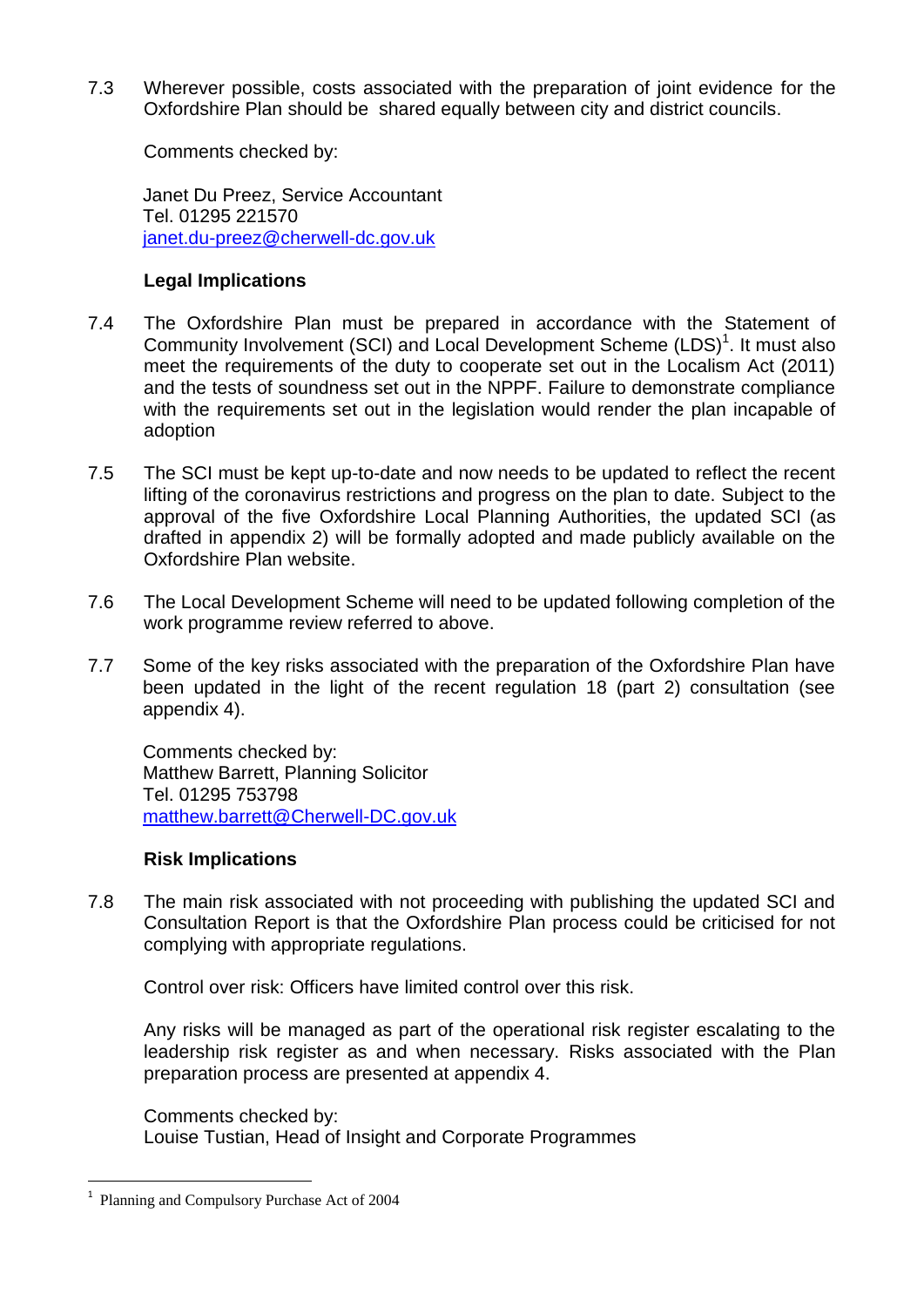7.3 Wherever possible, costs associated with the preparation of joint evidence for the Oxfordshire Plan should be shared equally between city and district councils.

Comments checked by:

Janet Du Preez, Service Accountant
Tel. 01295 221570
janet.du-preez@cherwell-dc.gov.uk

**Legal Implications**

7.4 The Oxfordshire Plan must be prepared in accordance with the Statement of Community Involvement (SCI) and Local Development Scheme (LDS)[1]. It must also meet the requirements of the duty to cooperate set out in the Localism Act (2011) and the tests of soundness set out in the NPPF. Failure to demonstrate compliance with the requirements set out in the legislation would render the plan incapable of adoption

7.5 The SCI must be kept up-to-date and now needs to be updated to reflect the recent lifting of the coronavirus restrictions and progress on the plan to date. Subject to the approval of the five Oxfordshire Local Planning Authorities, the updated SCI (as drafted in appendix 2) will be formally adopted and made publicly available on the Oxfordshire Plan website.

7.6 The Local Development Scheme will need to be updated following completion of the work programme review referred to above.

7.7 Some of the key risks associated with the preparation of the Oxfordshire Plan have been updated in the light of the recent regulation 18 (part 2) consultation (see appendix 4).

Comments checked by:
Matthew Barrett, Planning Solicitor
Tel. 01295 753798
matthew.barrett@Cherwell-DC.gov.uk

**Risk Implications**

7.8 The main risk associated with not proceeding with publishing the updated SCI and Consultation Report is that the Oxfordshire Plan process could be criticised for not complying with appropriate regulations.

Control over risk: Officers have limited control over this risk.

Any risks will be managed as part of the operational risk register escalating to the leadership risk register as and when necessary. Risks associated with the Plan preparation process are presented at appendix 4.

Comments checked by:
Louise Tustian, Head of Insight and Corporate Programmes

---

[1] Planning and Compulsory Purchase Act of 2004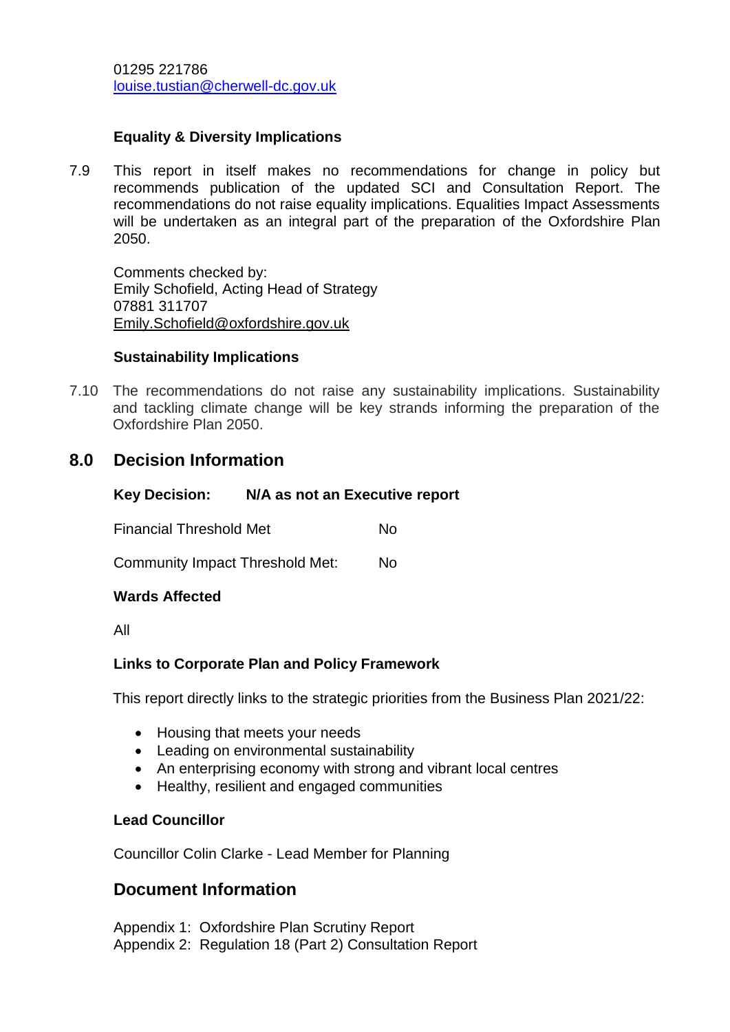01295 221786
louise.tustian@cherwell-dc.gov.uk

**Equality & Diversity Implications**

7.9 This report in itself makes no recommendations for change in policy but recommends publication of the updated SCI and Consultation Report. The recommendations do not raise equality implications. Equalities Impact Assessments will be undertaken as an integral part of the preparation of the Oxfordshire Plan 2050.

Comments checked by:
Emily Schofield, Acting Head of Strategy
07881 311707
Emily.Schofield@oxfordshire.gov.uk

**Sustainability Implications**

7.10 The recommendations do not raise any sustainability implications. Sustainability and tackling climate change will be key strands informing the preparation of the Oxfordshire Plan 2050.

## 8.0 Decision Information

**Key Decision: N/A as not an Executive report**

Financial Threshold Met No

Community Impact Threshold Met: No

**Wards Affected**

All

**Links to Corporate Plan and Policy Framework**

This report directly links to the strategic priorities from the Business Plan 2021/22:

- Housing that meets your needs
- Leading on environmental sustainability
- An enterprising economy with strong and vibrant local centres
- Healthy, resilient and engaged communities

**Lead Councillor**

Councillor Colin Clarke - Lead Member for Planning

## Document Information

Appendix 1: Oxfordshire Plan Scrutiny Report
Appendix 2: Regulation 18 (Part 2) Consultation Report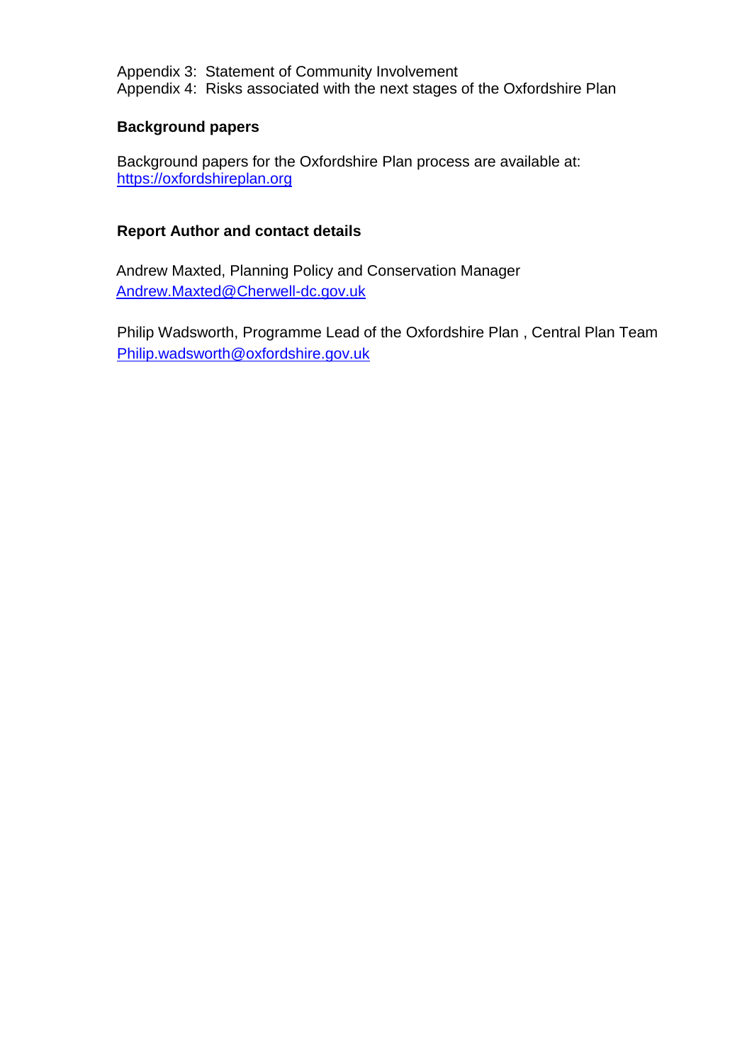Appendix 3: Statement of Community Involvement
Appendix 4: Risks associated with the next stages of the Oxfordshire Plan

**Background papers**

Background papers for the Oxfordshire Plan process are available at:
https://oxfordshireplan.org

**Report Author and contact details**

Andrew Maxted, Planning Policy and Conservation Manager
Andrew.Maxted@Cherwell-dc.gov.uk

Philip Wadsworth, Programme Lead of the Oxfordshire Plan , Central Plan Team
Philip.wadsworth@oxfordshire.gov.uk